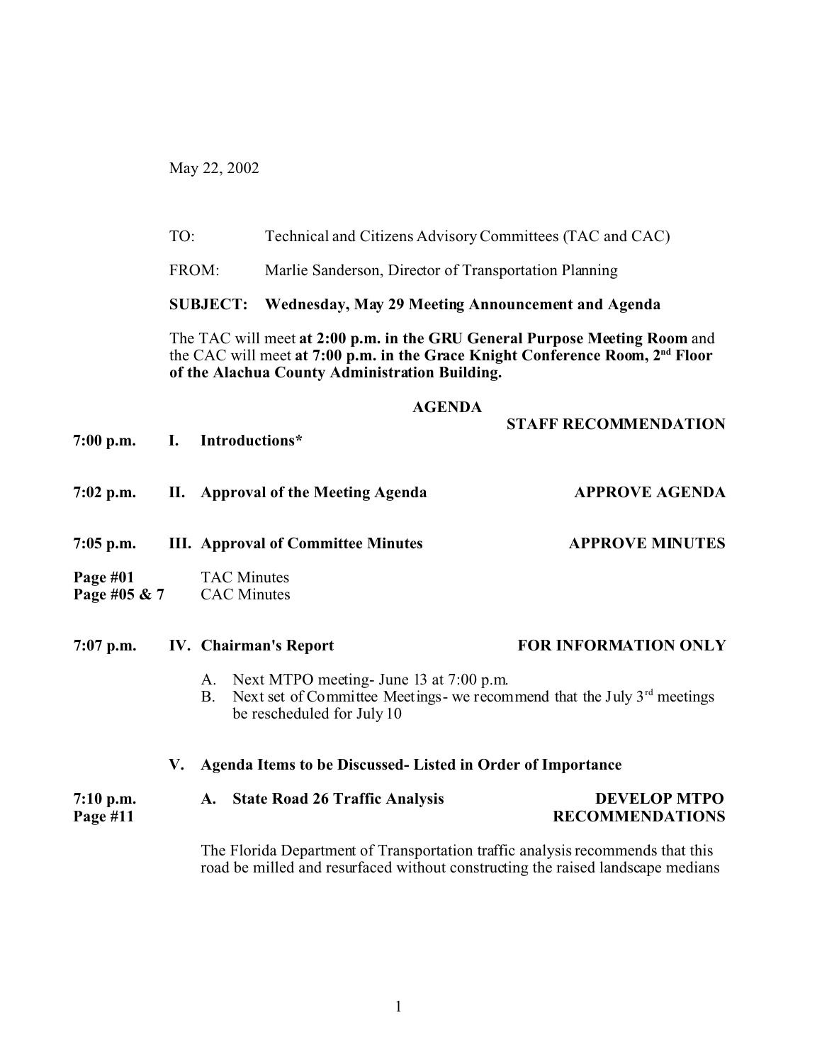May 22, 2002

TO: Technical and Citizens Advisory Committees (TAC and CAC)

FROM: Marlie Sanderson, Director of Transportation Planning

**SUBJECT: Wednesday, May 29 Meeting Announcement and Agenda**

The TAC will meet **at 2:00 p.m. in the GRU General Purpose Meeting Room** and the CAC will meet **at 7:00 p.m. in the Grace Knight Conference Room, 2nd Floor of the Alachua County Administration Building.**

## AGENDA

| | | | STAFF RECOMMENDATION |
|---|---|---|---|
| **7:00 p.m.** | **I.** | **Introductions*** | |
| **7:02 p.m.** | **II.** | **Approval of the Meeting Agenda** | **APPROVE AGENDA** |
| **7:05 p.m.** | **III.** | **Approval of Committee Minutes** | **APPROVE MINUTES** |
| **Page #01** | | TAC Minutes | |
| **Page #05 & 7** | | CAC Minutes | |
| **7:07 p.m.** | **IV.** | **Chairman's Report** | **FOR INFORMATION ONLY** |

A. Next MTPO meeting- June 13 at 7:00 p.m.

B. Next set of Committee Meetings- we recommend that the July 3rd meetings be rescheduled for July 10

**V. Agenda Items to be Discussed- Listed in Order of Importance**

| | | |
|---|---|---|
| **7:10 p.m.** **Page #11** | **A. State Road 26 Traffic Analysis** | **DEVELOP MTPO RECOMMENDATIONS** |

The Florida Department of Transportation traffic analysis recommends that this road be milled and resurfaced without constructing the raised landscape medians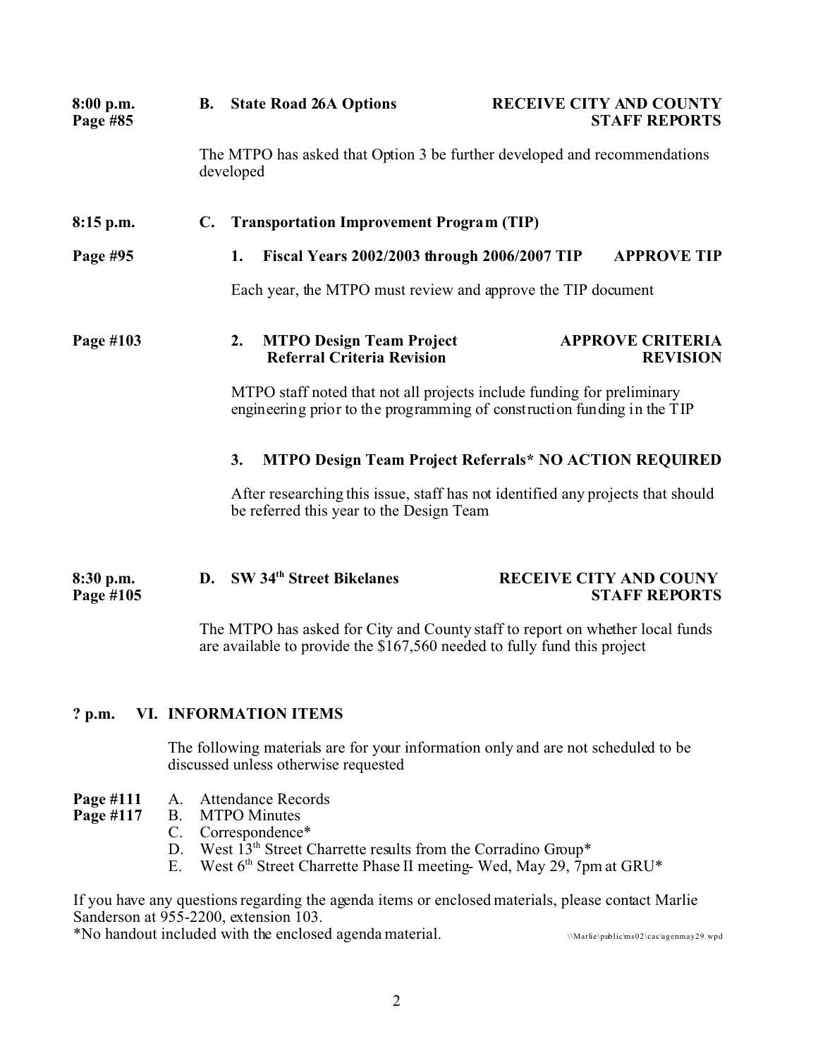**8:00 p.m.** **B. State Road 26A Options** **RECEIVE CITY AND COUNTY STAFF REPORTS**
**Page #85**

The MTPO has asked that Option 3 be further developed and recommendations developed

**8:15 p.m.** **C. Transportation Improvement Program (TIP)**

**Page #95** **1. Fiscal Years 2002/2003 through 2006/2007 TIP** **APPROVE TIP**

Each year, the MTPO must review and approve the TIP document

**Page #103** **2. MTPO Design Team Project Referral Criteria Revision** **APPROVE CRITERIA REVISION**

MTPO staff noted that not all projects include funding for preliminary engineering prior to the programming of construction funding in the TIP

**3. MTPO Design Team Project Referrals* NO ACTION REQUIRED**

After researching this issue, staff has not identified any projects that should be referred this year to the Design Team

**8:30 p.m.** **D. SW 34th Street Bikelanes** **RECEIVE CITY AND COUNY STAFF REPORTS**
**Page #105**

The MTPO has asked for City and County staff to report on whether local funds are available to provide the $167,560 needed to fully fund this project

**? p.m. VI. INFORMATION ITEMS**

The following materials are for your information only and are not scheduled to be discussed unless otherwise requested

**Page #111** A. Attendance Records
**Page #117** B. MTPO Minutes
C. Correspondence*
D. West 13th Street Charrette results from the Corradino Group*
E. West 6th Street Charrette Phase II meeting- Wed, May 29, 7pm at GRU*

If you have any questions regarding the agenda items or enclosed materials, please contact Marlie Sanderson at 955-2200, extension 103.
*No handout included with the enclosed agenda material.

\\Marlie\public\ms02\cac\agenmay29.wpd